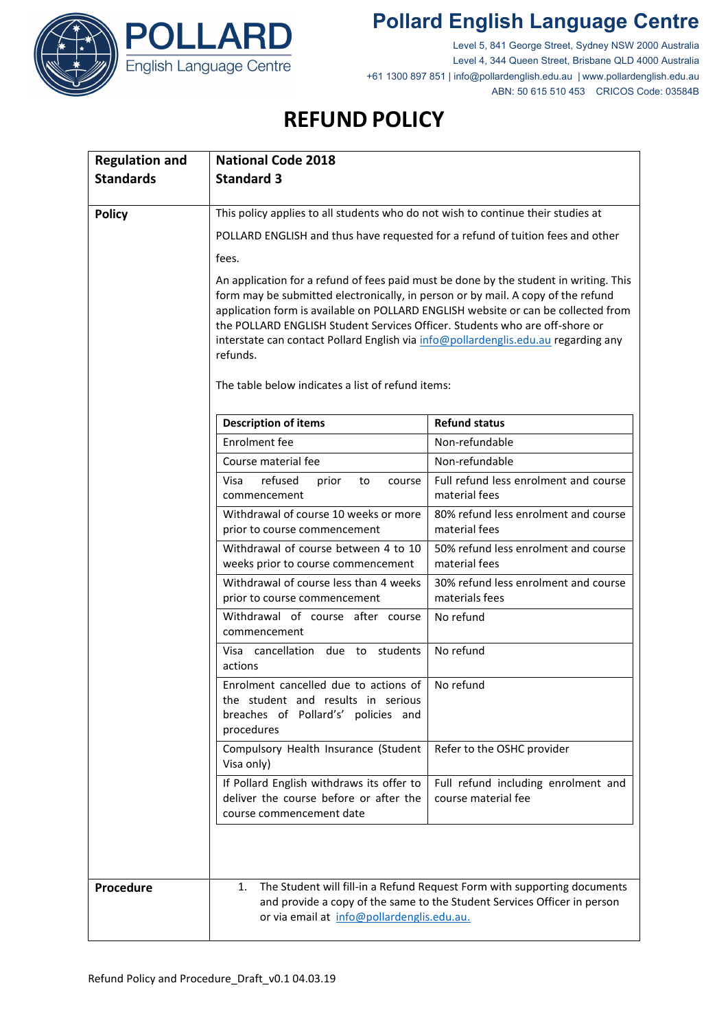**Pollard English Language Centre**

Level 5, 841 George Street, Sydney NSW 2000 Australia
Level 4, 344 Queen Street, Brisbane QLD 4000 Australia
+61 1300 897 851 | info@pollardenglish.edu.au | www.pollardenglish.edu.au
ABN: 50 615 510 453 CRICOS Code: 03584B

# REFUND POLICY

**Regulation and Standards**

**National Code 2018**
**Standard 3**

**Policy**

This policy applies to all students who do not wish to continue their studies at POLLARD ENGLISH and thus have requested for a refund of tuition fees and other fees.

An application for a refund of fees paid must be done by the student in writing. This form may be submitted electronically, in person or by mail. A copy of the refund application form is available on POLLARD ENGLISH website or can be collected from the POLLARD ENGLISH Student Services Officer. Students who are off-shore or interstate can contact Pollard English via info@pollardenglis.edu.au regarding any refunds.

The table below indicates a list of refund items:

| Description of items | Refund status |
|---|---|
| Enrolment fee | Non-refundable |
| Course material fee | Non-refundable |
| Visa refused prior to course commencement | Full refund less enrolment and course material fees |
| Withdrawal of course 10 weeks or more prior to course commencement | 80% refund less enrolment and course material fees |
| Withdrawal of course between 4 to 10 weeks prior to course commencement | 50% refund less enrolment and course material fees |
| Withdrawal of course less than 4 weeks prior to course commencement | 30% refund less enrolment and course materials fees |
| Withdrawal of course after course commencement | No refund |
| Visa cancellation due to students actions | No refund |
| Enrolment cancelled due to actions of the student and results in serious breaches of Pollard's' policies and procedures | No refund |
| Compulsory Health Insurance (Student Visa only) | Refer to the OSHC provider |
| If Pollard English withdraws its offer to deliver the course before or after the course commencement date | Full refund including enrolment and course material fee |

**Procedure**

1. The Student will fill-in a Refund Request Form with supporting documents and provide a copy of the same to the Student Services Officer in person or via email at info@pollardenglis.edu.au.

Refund Policy and Procedure_Draft_v0.1 04.03.19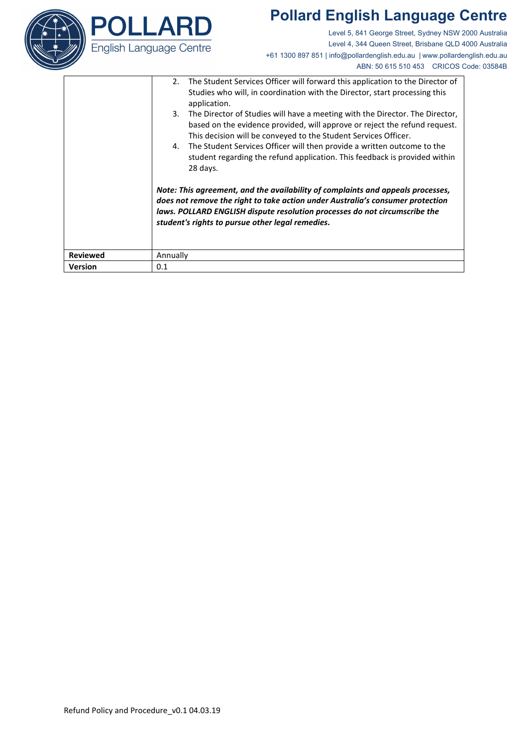| | |
|---|---|
| | 2. The Student Services Officer will forward this application to the Director of Studies who will, in coordination with the Director, start processing this application.<br>3. The Director of Studies will have a meeting with the Director. The Director, based on the evidence provided, will approve or reject the refund request. This decision will be conveyed to the Student Services Officer.<br>4. The Student Services Officer will then provide a written outcome to the student regarding the refund application. This feedback is provided within 28 days.<br><br>***Note: This agreement, and the availability of complaints and appeals processes, does not remove the right to take action under Australia's consumer protection laws. POLLARD ENGLISH dispute resolution processes do not circumscribe the student's rights to pursue other legal remedies.*** |
| **Reviewed** | Annually |
| **Version** | 0.1 |